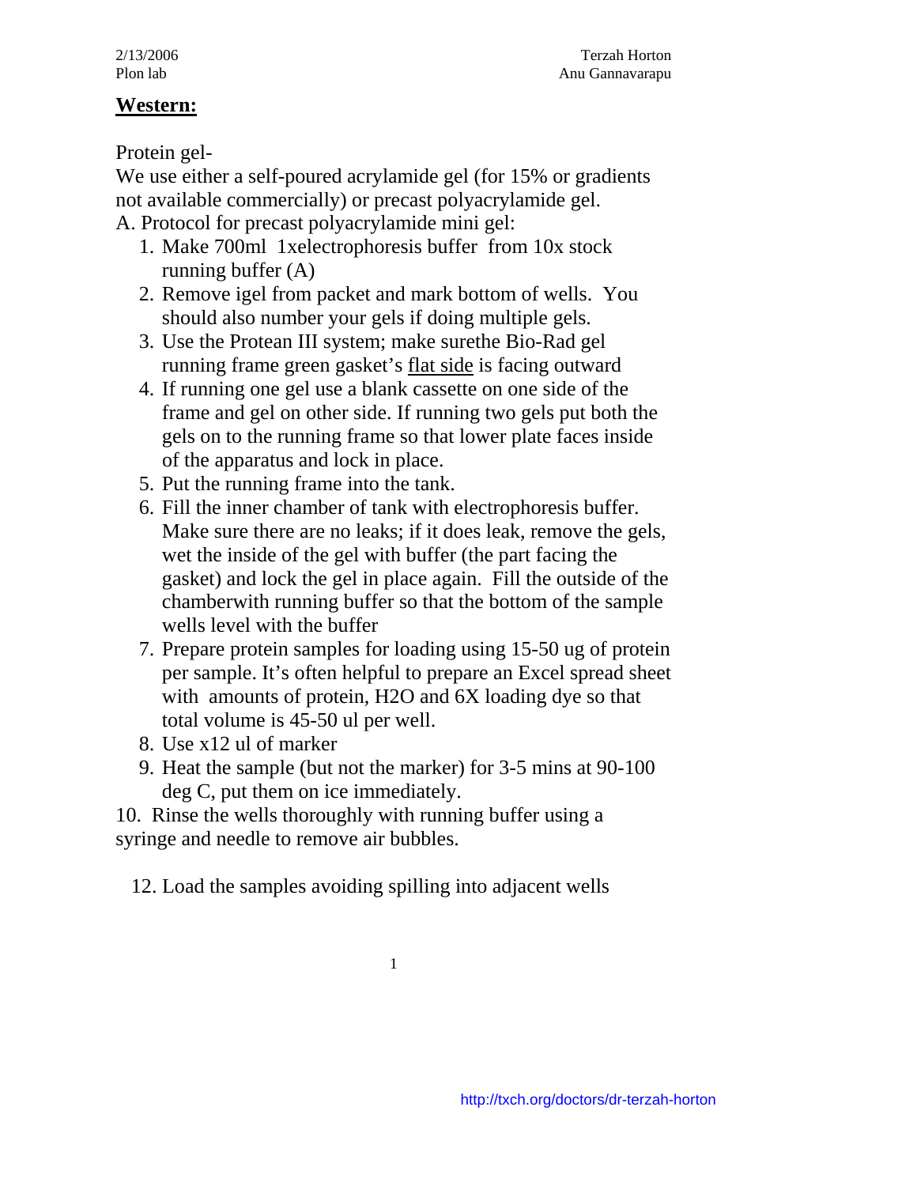2/13/2006
Plon lab

Terzah Horton
Anu Gannavarapu

## **Western:**

Protein gel-
We use either a self-poured acrylamide gel (for 15% or gradients not available commercially) or precast polyacrylamide gel.
A. Protocol for precast polyacrylamide mini gel:

1. Make 700ml 1xelectrophoresis buffer from 10x stock running buffer (A)
2. Remove igel from packet and mark bottom of wells. You should also number your gels if doing multiple gels.
3. Use the Protean III system; make surethe Bio-Rad gel running frame green gasket's <u>flat side</u> is facing outward
4. If running one gel use a blank cassette on one side of the frame and gel on other side. If running two gels put both the gels on to the running frame so that lower plate faces inside of the apparatus and lock in place.
5. Put the running frame into the tank.
6. Fill the inner chamber of tank with electrophoresis buffer. Make sure there are no leaks; if it does leak, remove the gels, wet the inside of the gel with buffer (the part facing the gasket) and lock the gel in place again. Fill the outside of the chamberwith running buffer so that the bottom of the sample wells level with the buffer
7. Prepare protein samples for loading using 15-50 ug of protein per sample. It's often helpful to prepare an Excel spread sheet with amounts of protein, H2O and 6X loading dye so that total volume is 45-50 ul per well.
8. Use x12 ul of marker
9. Heat the sample (but not the marker) for 3-5 mins at 90-100 deg C, put them on ice immediately.

10. Rinse the wells thoroughly with running buffer using a syringe and needle to remove air bubbles.

12. Load the samples avoiding spilling into adjacent wells

http://txch.org/doctors/dr-terzah-horton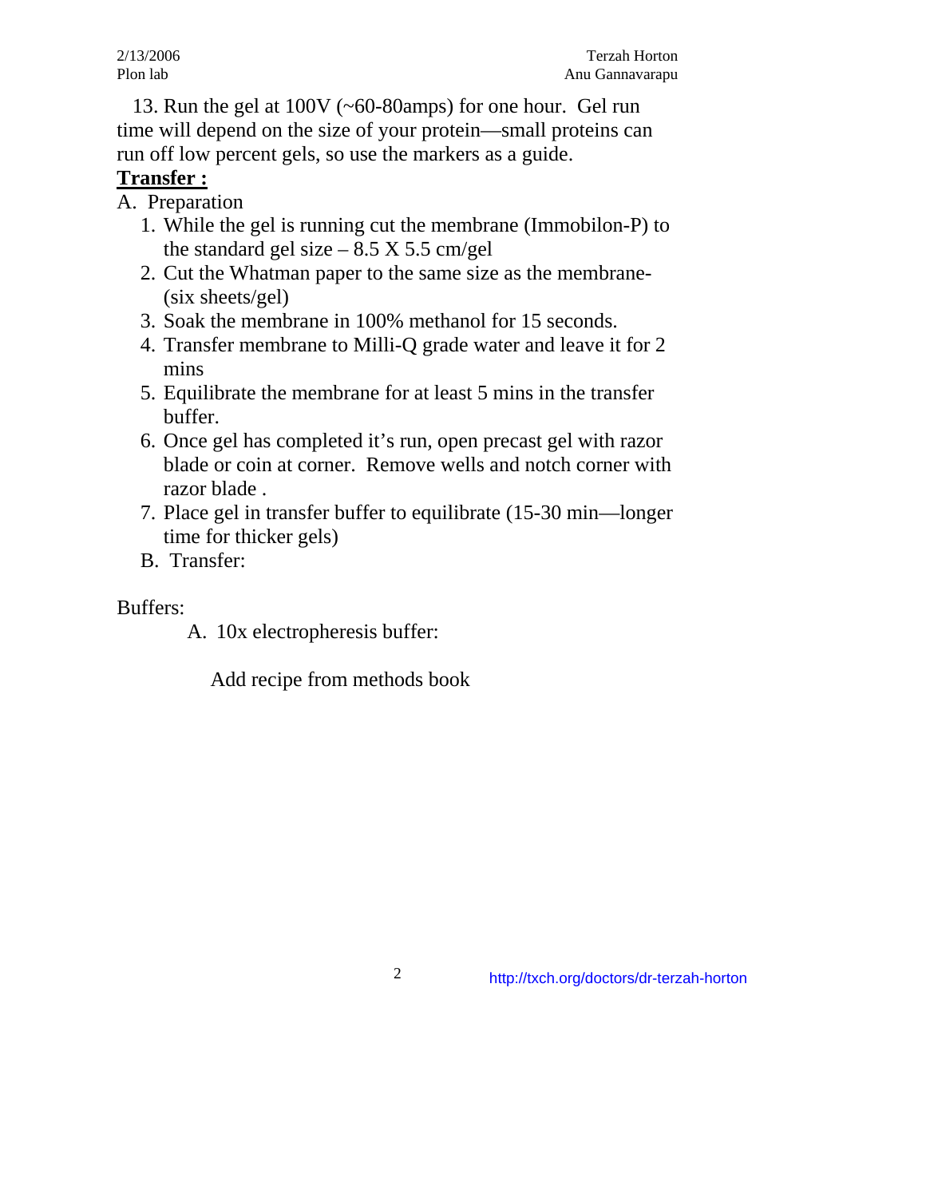13. Run the gel at 100V (~60-80amps) for one hour. Gel run time will depend on the size of your protein—small proteins can run off low percent gels, so use the markers as a guide.

**Transfer :**

A. Preparation

1. While the gel is running cut the membrane (Immobilon-P) to the standard gel size – 8.5 X 5.5 cm/gel
2. Cut the Whatman paper to the same size as the membrane- (six sheets/gel)
3. Soak the membrane in 100% methanol for 15 seconds.
4. Transfer membrane to Milli-Q grade water and leave it for 2 mins
5. Equilibrate the membrane for at least 5 mins in the transfer buffer.
6. Once gel has completed it's run, open precast gel with razor blade or coin at corner. Remove wells and notch corner with razor blade .
7. Place gel in transfer buffer to equilibrate (15-30 min—longer time for thicker gels)

B. Transfer:

Buffers:

A. 10x electropheresis buffer:

Add recipe from methods book

http://txch.org/doctors/dr-terzah-horton